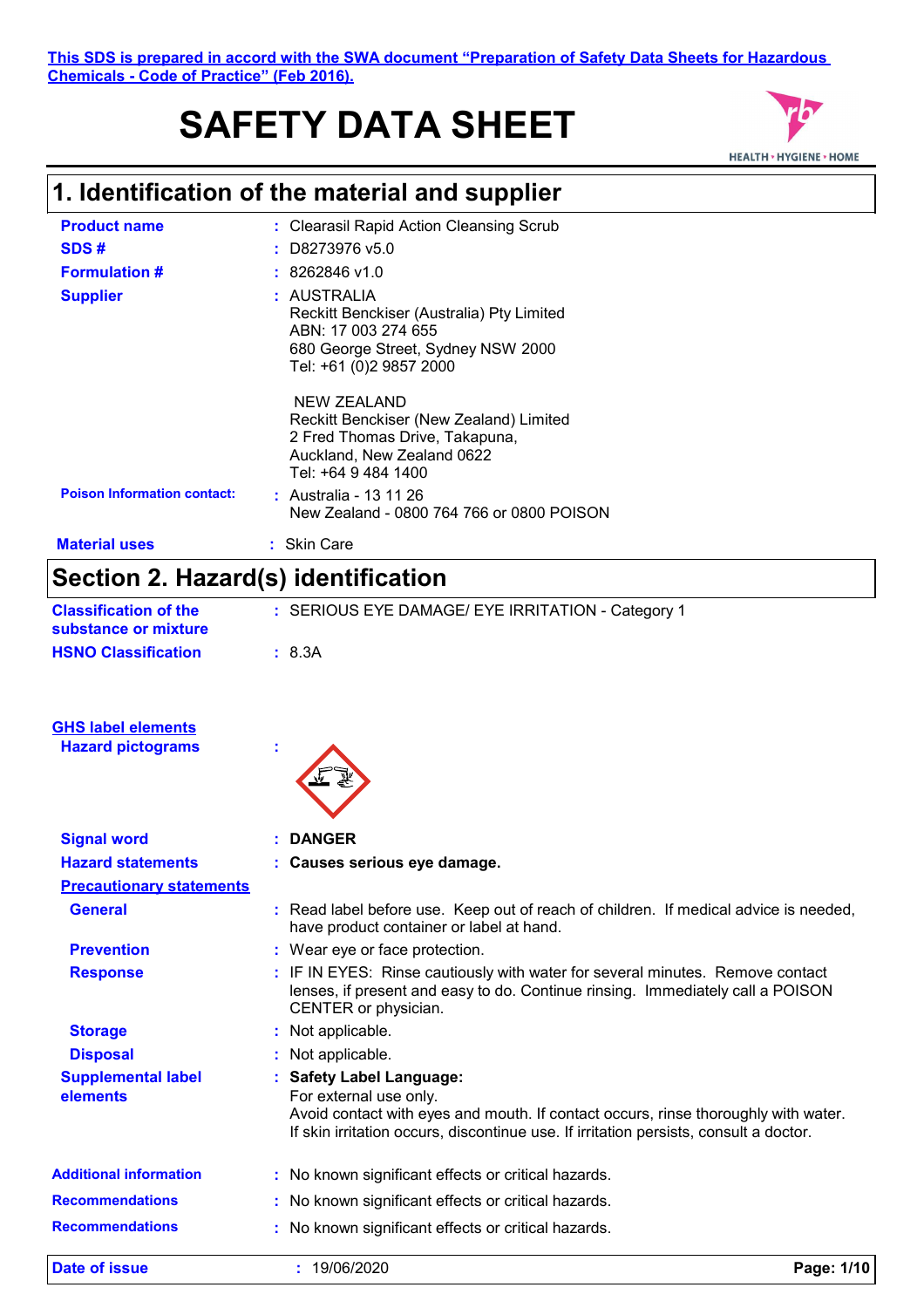This SDS is prepared in accord with the SWA document "Preparation of Safety Data Sheets for Hazardous Chemicals - Code of Practice" (Feb 2016).

# SAFETY DATA SHEET

## 1. Identification of the material and supplier

**Product name** : Clearasil Rapid Action Cleansing Scrub

**SDS #** : D8273976 v5.0

**Formulation #** : 8262846 v1.0

**Supplier** : AUSTRALIA
Reckitt Benckiser (Australia) Pty Limited
ABN: 17 003 274 655
680 George Street, Sydney NSW 2000
Tel: +61 (0)2 9857 2000

NEW ZEALAND
Reckitt Benckiser (New Zealand) Limited
2 Fred Thomas Drive, Takapuna,
Auckland, New Zealand 0622
Tel: +64 9 484 1400

**Poison Information contact:** : Australia - 13 11 26
New Zealand - 0800 764 766 or 0800 POISON

**Material uses** : Skin Care

## Section 2. Hazard(s) identification

**Classification of the substance or mixture** : SERIOUS EYE DAMAGE/ EYE IRRITATION - Category 1

**HSNO Classification** : 8.3A

**GHS label elements**

**Hazard pictograms** :

**Signal word** : **DANGER**

**Hazard statements** : **Causes serious eye damage.**

**Precautionary statements**

**General** : Read label before use. Keep out of reach of children. If medical advice is needed, have product container or label at hand.

**Prevention** : Wear eye or face protection.

**Response** : IF IN EYES: Rinse cautiously with water for several minutes. Remove contact lenses, if present and easy to do. Continue rinsing. Immediately call a POISON CENTER or physician.

**Storage** : Not applicable.

**Disposal** : Not applicable.

**Supplemental label elements** : **Safety Label Language:**
For external use only.
Avoid contact with eyes and mouth. If contact occurs, rinse thoroughly with water.
If skin irritation occurs, discontinue use. If irritation persists, consult a doctor.

**Additional information** : No known significant effects or critical hazards.

**Recommendations** : No known significant effects or critical hazards.

**Recommendations** : No known significant effects or critical hazards.

**Date of issue** : 19/06/2020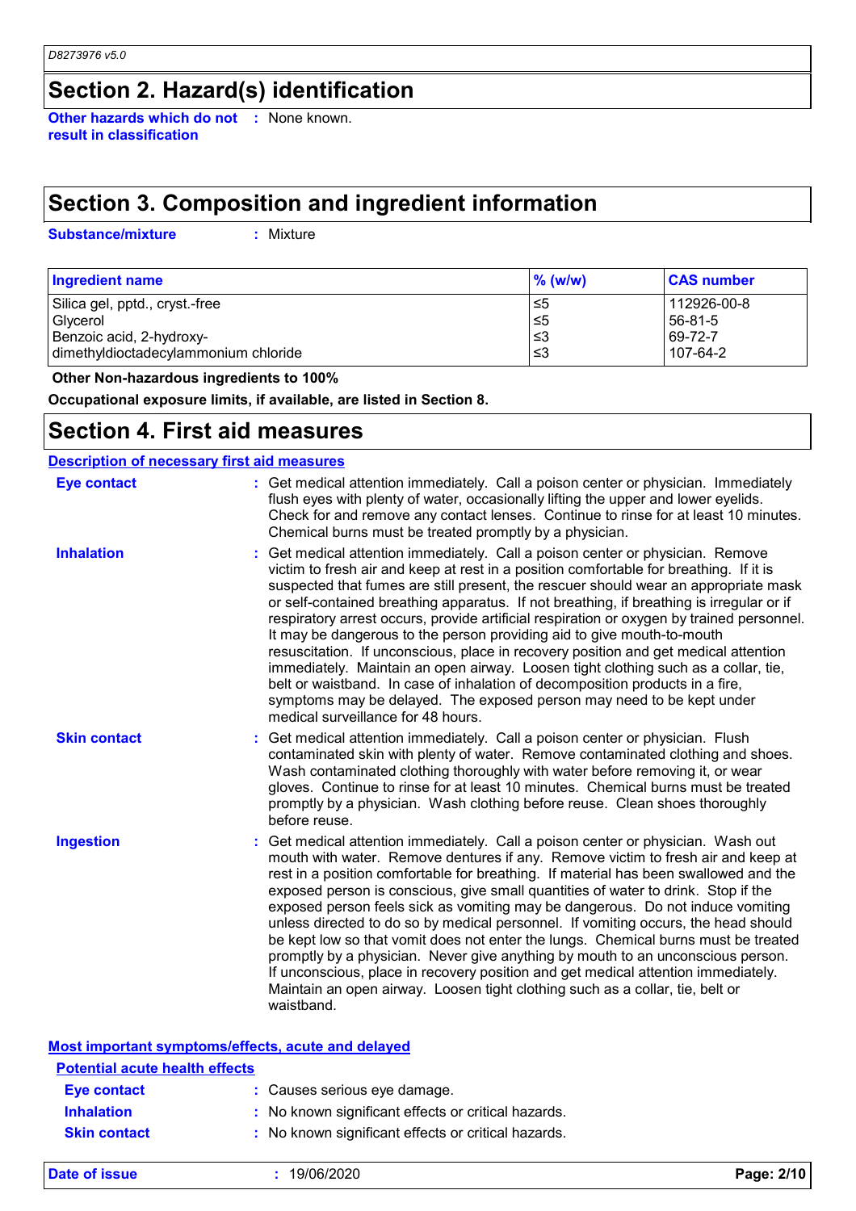## Section 2. Hazard(s) identification

**Other hazards which do not result in classification** : None known.

## Section 3. Composition and ingredient information

**Substance/mixture** : Mixture

| Ingredient name | % (w/w) | CAS number |
|---|---|---|
| Silica gel, pptd., cryst.-free | ≤5 | 112926-00-8 |
| Glycerol | ≤5 | 56-81-5 |
| Benzoic acid, 2-hydroxy- | ≤3 | 69-72-7 |
| dimethyldioctadecylammonium chloride | ≤3 | 107-64-2 |

**Other Non-hazardous ingredients to 100%**

**Occupational exposure limits, if available, are listed in Section 8.**

## Section 4. First aid measures

### Description of necessary first aid measures

**Eye contact** : Get medical attention immediately. Call a poison center or physician. Immediately flush eyes with plenty of water, occasionally lifting the upper and lower eyelids. Check for and remove any contact lenses. Continue to rinse for at least 10 minutes. Chemical burns must be treated promptly by a physician.

**Inhalation** : Get medical attention immediately. Call a poison center or physician. Remove victim to fresh air and keep at rest in a position comfortable for breathing. If it is suspected that fumes are still present, the rescuer should wear an appropriate mask or self-contained breathing apparatus. If not breathing, if breathing is irregular or if respiratory arrest occurs, provide artificial respiration or oxygen by trained personnel. It may be dangerous to the person providing aid to give mouth-to-mouth resuscitation. If unconscious, place in recovery position and get medical attention immediately. Maintain an open airway. Loosen tight clothing such as a collar, tie, belt or waistband. In case of inhalation of decomposition products in a fire, symptoms may be delayed. The exposed person may need to be kept under medical surveillance for 48 hours.

**Skin contact** : Get medical attention immediately. Call a poison center or physician. Flush contaminated skin with plenty of water. Remove contaminated clothing and shoes. Wash contaminated clothing thoroughly with water before removing it, or wear gloves. Continue to rinse for at least 10 minutes. Chemical burns must be treated promptly by a physician. Wash clothing before reuse. Clean shoes thoroughly before reuse.

**Ingestion** : Get medical attention immediately. Call a poison center or physician. Wash out mouth with water. Remove dentures if any. Remove victim to fresh air and keep at rest in a position comfortable for breathing. If material has been swallowed and the exposed person is conscious, give small quantities of water to drink. Stop if the exposed person feels sick as vomiting may be dangerous. Do not induce vomiting unless directed to do so by medical personnel. If vomiting occurs, the head should be kept low so that vomit does not enter the lungs. Chemical burns must be treated promptly by a physician. Never give anything by mouth to an unconscious person. If unconscious, place in recovery position and get medical attention immediately. Maintain an open airway. Loosen tight clothing such as a collar, tie, belt or waistband.

### Most important symptoms/effects, acute and delayed

#### Potential acute health effects

**Eye contact** : Causes serious eye damage.

**Inhalation** : No known significant effects or critical hazards.

**Skin contact** : No known significant effects or critical hazards.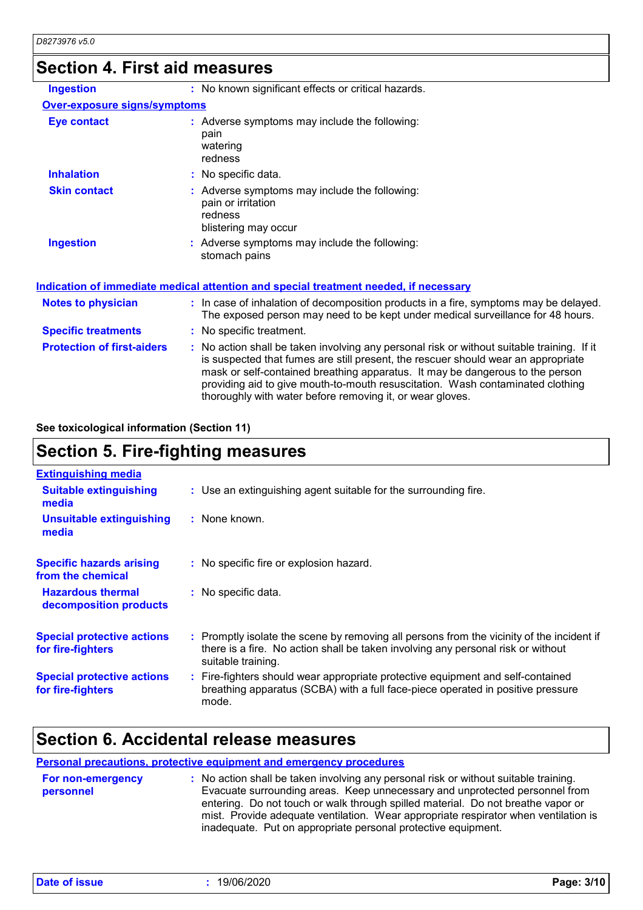## Section 4. First aid measures

| | |
|---|---|
| **Ingestion** | : No known significant effects or critical hazards. |

**Over-exposure signs/symptoms**

| | |
|---|---|
| **Eye contact** | : Adverse symptoms may include the following:<br>pain<br>watering<br>redness |
| **Inhalation** | : No specific data. |
| **Skin contact** | : Adverse symptoms may include the following:<br>pain or irritation<br>redness<br>blistering may occur |
| **Ingestion** | : Adverse symptoms may include the following:<br>stomach pains |

**Indication of immediate medical attention and special treatment needed, if necessary**

| | |
|---|---|
| **Notes to physician** | : In case of inhalation of decomposition products in a fire, symptoms may be delayed. The exposed person may need to be kept under medical surveillance for 48 hours. |
| **Specific treatments** | : No specific treatment. |
| **Protection of first-aiders** | : No action shall be taken involving any personal risk or without suitable training. If it is suspected that fumes are still present, the rescuer should wear an appropriate mask or self-contained breathing apparatus. It may be dangerous to the person providing aid to give mouth-to-mouth resuscitation. Wash contaminated clothing thoroughly with water before removing it, or wear gloves. |

**See toxicological information (Section 11)**

## Section 5. Fire-fighting measures

**Extinguishing media**

| | |
|---|---|
| **Suitable extinguishing media** | : Use an extinguishing agent suitable for the surrounding fire. |
| **Unsuitable extinguishing media** | : None known. |
| **Specific hazards arising from the chemical** | : No specific fire or explosion hazard. |
| **Hazardous thermal decomposition products** | : No specific data. |
| **Special protective actions for fire-fighters** | : Promptly isolate the scene by removing all persons from the vicinity of the incident if there is a fire. No action shall be taken involving any personal risk or without suitable training. |
| **Special protective actions for fire-fighters** | : Fire-fighters should wear appropriate protective equipment and self-contained breathing apparatus (SCBA) with a full face-piece operated in positive pressure mode. |

## Section 6. Accidental release measures

**Personal precautions, protective equipment and emergency procedures**

| | |
|---|---|
| **For non-emergency personnel** | : No action shall be taken involving any personal risk or without suitable training. Evacuate surrounding areas. Keep unnecessary and unprotected personnel from entering. Do not touch or walk through spilled material. Do not breathe vapor or mist. Provide adequate ventilation. Wear appropriate respirator when ventilation is inadequate. Put on appropriate personal protective equipment. |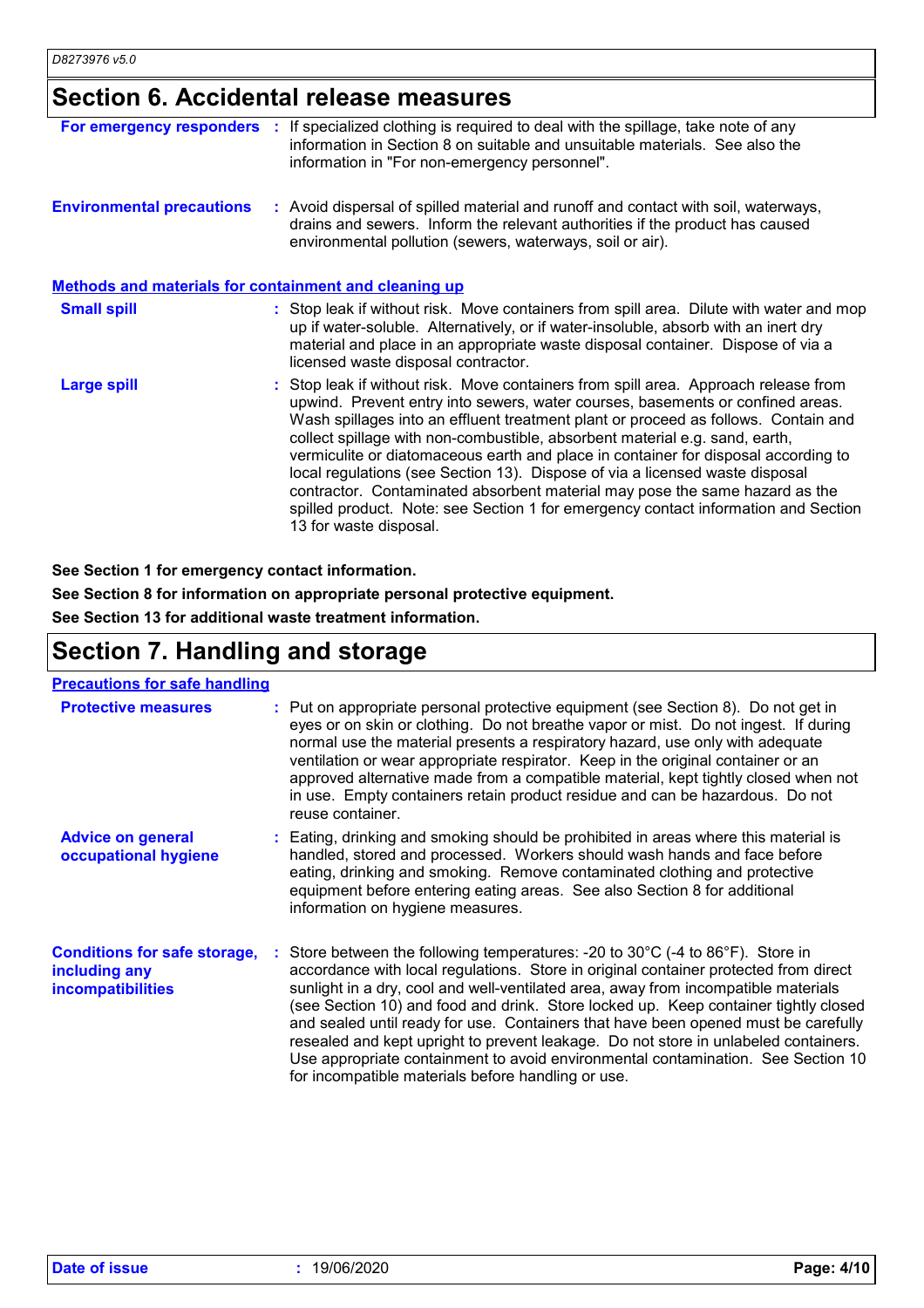## Section 6. Accidental release measures

**For emergency responders** : If specialized clothing is required to deal with the spillage, take note of any information in Section 8 on suitable and unsuitable materials. See also the information in "For non-emergency personnel".

**Environmental precautions** : Avoid dispersal of spilled material and runoff and contact with soil, waterways, drains and sewers. Inform the relevant authorities if the product has caused environmental pollution (sewers, waterways, soil or air).

### Methods and materials for containment and cleaning up

**Small spill** : Stop leak if without risk. Move containers from spill area. Dilute with water and mop up if water-soluble. Alternatively, or if water-insoluble, absorb with an inert dry material and place in an appropriate waste disposal container. Dispose of via a licensed waste disposal contractor.

**Large spill** : Stop leak if without risk. Move containers from spill area. Approach release from upwind. Prevent entry into sewers, water courses, basements or confined areas. Wash spillages into an effluent treatment plant or proceed as follows. Contain and collect spillage with non-combustible, absorbent material e.g. sand, earth, vermiculite or diatomaceous earth and place in container for disposal according to local regulations (see Section 13). Dispose of via a licensed waste disposal contractor. Contaminated absorbent material may pose the same hazard as the spilled product. Note: see Section 1 for emergency contact information and Section 13 for waste disposal.

**See Section 1 for emergency contact information.**

**See Section 8 for information on appropriate personal protective equipment.**

**See Section 13 for additional waste treatment information.**

## Section 7. Handling and storage

### Precautions for safe handling

**Protective measures** : Put on appropriate personal protective equipment (see Section 8). Do not get in eyes or on skin or clothing. Do not breathe vapor or mist. Do not ingest. If during normal use the material presents a respiratory hazard, use only with adequate ventilation or wear appropriate respirator. Keep in the original container or an approved alternative made from a compatible material, kept tightly closed when not in use. Empty containers retain product residue and can be hazardous. Do not reuse container.

**Advice on general occupational hygiene** : Eating, drinking and smoking should be prohibited in areas where this material is handled, stored and processed. Workers should wash hands and face before eating, drinking and smoking. Remove contaminated clothing and protective equipment before entering eating areas. See also Section 8 for additional information on hygiene measures.

**Conditions for safe storage, including any incompatibilities** : Store between the following temperatures: -20 to 30°C (-4 to 86°F). Store in accordance with local regulations. Store in original container protected from direct sunlight in a dry, cool and well-ventilated area, away from incompatible materials (see Section 10) and food and drink. Store locked up. Keep container tightly closed and sealed until ready for use. Containers that have been opened must be carefully resealed and kept upright to prevent leakage. Do not store in unlabeled containers. Use appropriate containment to avoid environmental contamination. See Section 10 for incompatible materials before handling or use.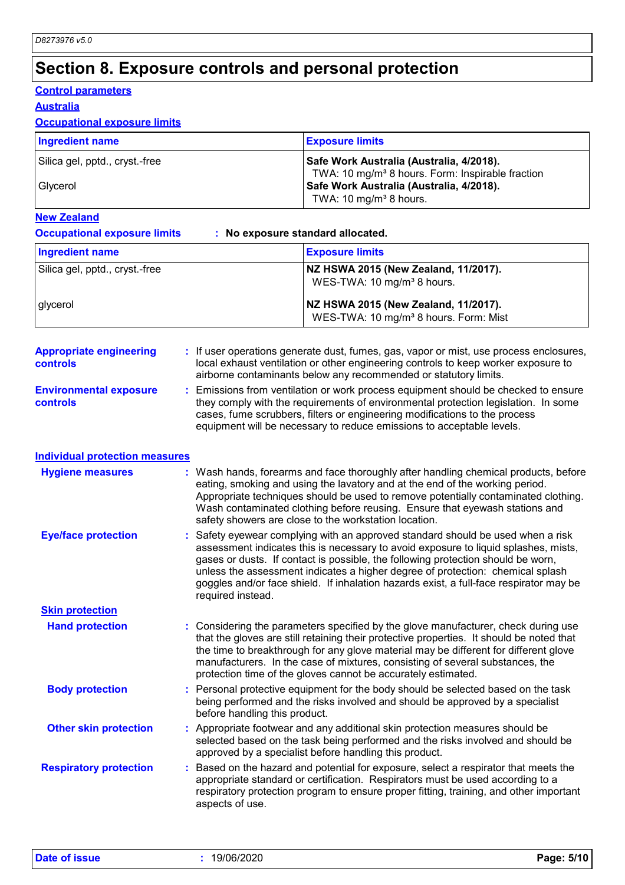# Section 8. Exposure controls and personal protection

## Control parameters

### Australia

#### Occupational exposure limits

| Ingredient name | Exposure limits |
|---|---|
| Silica gel, pptd., cryst.-free | **Safe Work Australia (Australia, 4/2018).** TWA: 10 mg/m³ 8 hours. Form: Inspirable fraction |
| Glycerol | **Safe Work Australia (Australia, 4/2018).** TWA: 10 mg/m³ 8 hours. |

### New Zealand

**Occupational exposure limits** : **No exposure standard allocated.**

| Ingredient name | Exposure limits |
|---|---|
| Silica gel, pptd., cryst.-free | **NZ HSWA 2015 (New Zealand, 11/2017).** WES-TWA: 10 mg/m³ 8 hours. |
| glycerol | **NZ HSWA 2015 (New Zealand, 11/2017).** WES-TWA: 10 mg/m³ 8 hours. Form: Mist |

**Appropriate engineering controls** : If user operations generate dust, fumes, gas, vapor or mist, use process enclosures, local exhaust ventilation or other engineering controls to keep worker exposure to airborne contaminants below any recommended or statutory limits.

**Environmental exposure controls** : Emissions from ventilation or work process equipment should be checked to ensure they comply with the requirements of environmental protection legislation. In some cases, fume scrubbers, filters or engineering modifications to the process equipment will be necessary to reduce emissions to acceptable levels.

## Individual protection measures

**Hygiene measures** : Wash hands, forearms and face thoroughly after handling chemical products, before eating, smoking and using the lavatory and at the end of the working period. Appropriate techniques should be used to remove potentially contaminated clothing. Wash contaminated clothing before reusing. Ensure that eyewash stations and safety showers are close to the workstation location.

**Eye/face protection** : Safety eyewear complying with an approved standard should be used when a risk assessment indicates this is necessary to avoid exposure to liquid splashes, mists, gases or dusts. If contact is possible, the following protection should be worn, unless the assessment indicates a higher degree of protection: chemical splash goggles and/or face shield. If inhalation hazards exist, a full-face respirator may be required instead.

### Skin protection

**Hand protection** : Considering the parameters specified by the glove manufacturer, check during use that the gloves are still retaining their protective properties. It should be noted that the time to breakthrough for any glove material may be different for different glove manufacturers. In the case of mixtures, consisting of several substances, the protection time of the gloves cannot be accurately estimated.

**Body protection** : Personal protective equipment for the body should be selected based on the task being performed and the risks involved and should be approved by a specialist before handling this product.

**Other skin protection** : Appropriate footwear and any additional skin protection measures should be selected based on the task being performed and the risks involved and should be approved by a specialist before handling this product.

**Respiratory protection** : Based on the hazard and potential for exposure, select a respirator that meets the appropriate standard or certification. Respirators must be used according to a respiratory protection program to ensure proper fitting, training, and other important aspects of use.

**Date of issue** : 19/06/2020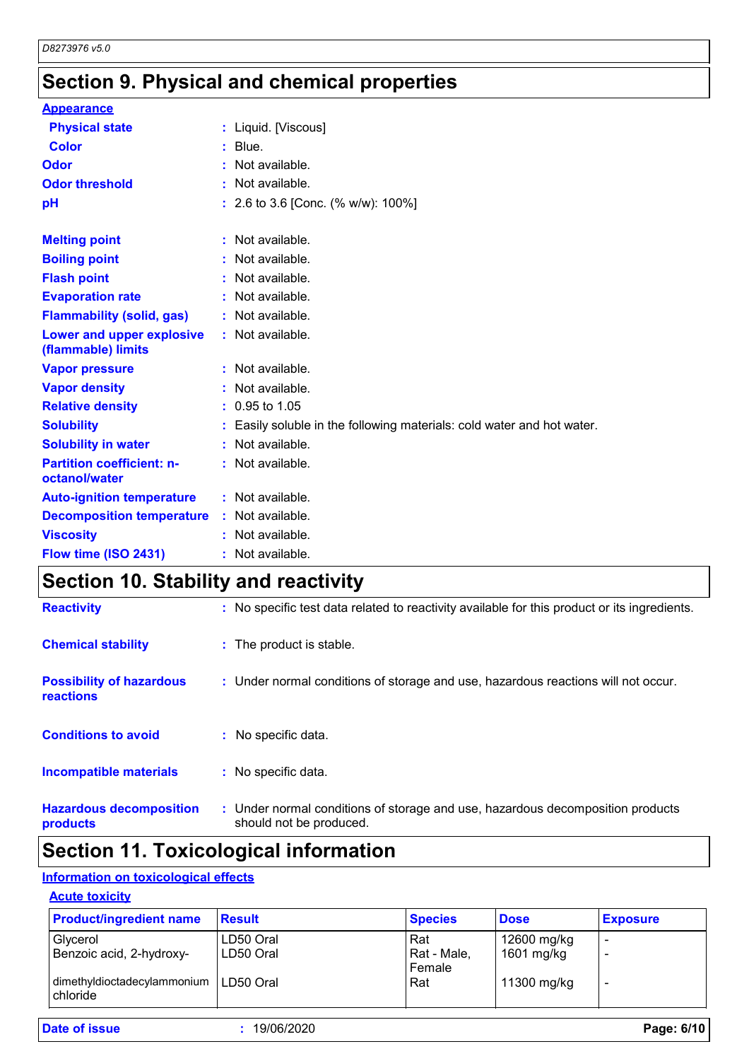# Section 9. Physical and chemical properties

**Appearance**

| | |
|---|---|
| **Physical state** | : Liquid. [Viscous] |
| **Color** | : Blue. |
| **Odor** | : Not available. |
| **Odor threshold** | : Not available. |
| **pH** | : 2.6 to 3.6 [Conc. (% w/w): 100%] |
| **Melting point** | : Not available. |
| **Boiling point** | : Not available. |
| **Flash point** | : Not available. |
| **Evaporation rate** | : Not available. |
| **Flammability (solid, gas)** | : Not available. |
| **Lower and upper explosive (flammable) limits** | : Not available. |
| **Vapor pressure** | : Not available. |
| **Vapor density** | : Not available. |
| **Relative density** | : 0.95 to 1.05 |
| **Solubility** | : Easily soluble in the following materials: cold water and hot water. |
| **Solubility in water** | : Not available. |
| **Partition coefficient: n-octanol/water** | : Not available. |
| **Auto-ignition temperature** | : Not available. |
| **Decomposition temperature** | : Not available. |
| **Viscosity** | : Not available. |
| **Flow time (ISO 2431)** | : Not available. |

# Section 10. Stability and reactivity

| | |
|---|---|
| **Reactivity** | : No specific test data related to reactivity available for this product or its ingredients. |
| **Chemical stability** | : The product is stable. |
| **Possibility of hazardous reactions** | : Under normal conditions of storage and use, hazardous reactions will not occur. |
| **Conditions to avoid** | : No specific data. |
| **Incompatible materials** | : No specific data. |
| **Hazardous decomposition products** | : Under normal conditions of storage and use, hazardous decomposition products should not be produced. |

# Section 11. Toxicological information

**Information on toxicological effects**

**Acute toxicity**

| Product/ingredient name | Result | Species | Dose | Exposure |
|---|---|---|---|---|
| Glycerol | LD50 Oral | Rat | 12600 mg/kg | - |
| Benzoic acid, 2-hydroxy- | LD50 Oral | Rat - Male, Female | 1601 mg/kg | - |
| dimethyldioctadecylammonium chloride | LD50 Oral | Rat | 11300 mg/kg | - |

**Date of issue** : 19/06/2020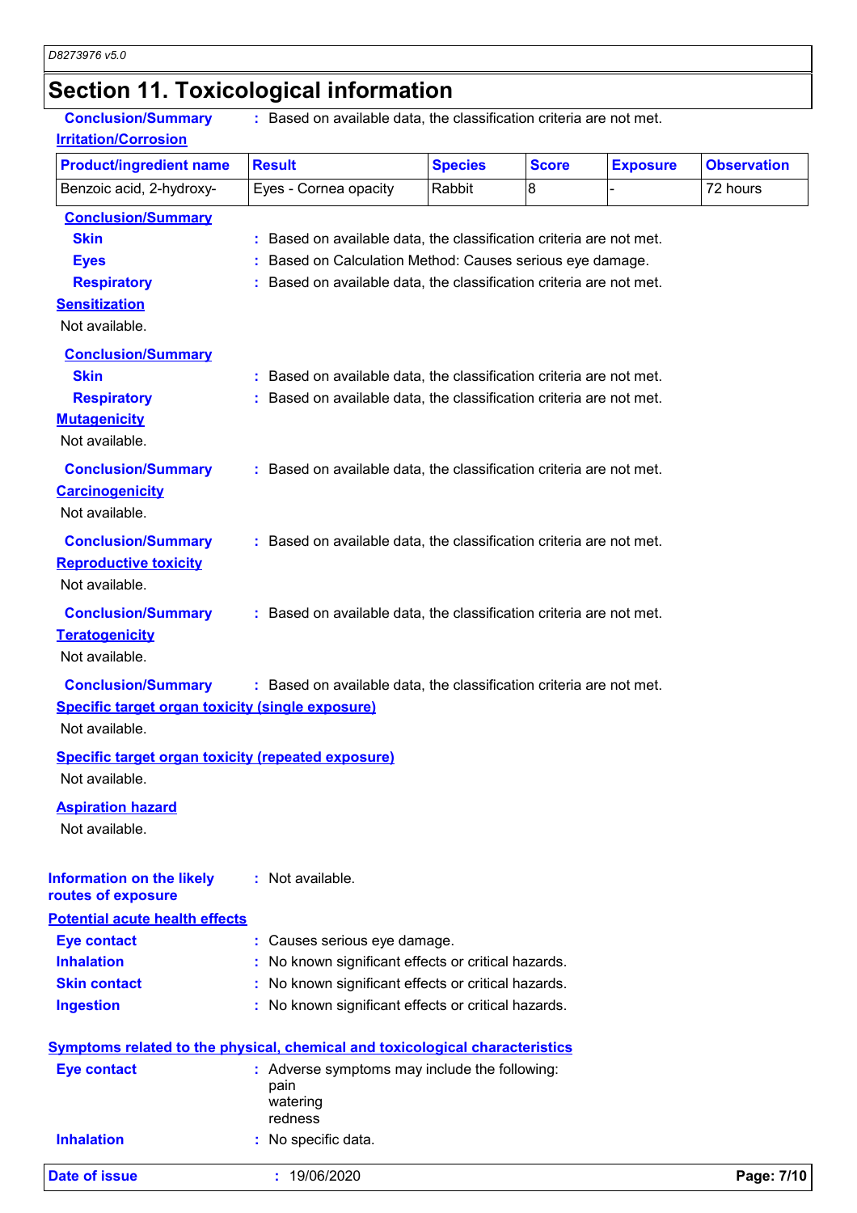## Section 11. Toxicological information

**Conclusion/Summary** : Based on available data, the classification criteria are not met.

**Irritation/Corrosion**

| Product/ingredient name | Result | Species | Score | Exposure | Observation |
|---|---|---|---|---|---|
| Benzoic acid, 2-hydroxy- | Eyes - Cornea opacity | Rabbit | 8 | - | 72 hours |

**Conclusion/Summary**

**Skin** : Based on available data, the classification criteria are not met.

**Eyes** : Based on Calculation Method: Causes serious eye damage.

**Respiratory** : Based on available data, the classification criteria are not met.

**Sensitization**

Not available.

**Conclusion/Summary**

**Skin** : Based on available data, the classification criteria are not met.

**Respiratory** : Based on available data, the classification criteria are not met.

**Mutagenicity**

Not available.

**Conclusion/Summary** : Based on available data, the classification criteria are not met.

**Carcinogenicity**

Not available.

**Conclusion/Summary** : Based on available data, the classification criteria are not met.

**Reproductive toxicity**

Not available.

**Conclusion/Summary** : Based on available data, the classification criteria are not met.

**Teratogenicity**

Not available.

**Conclusion/Summary** : Based on available data, the classification criteria are not met.

**Specific target organ toxicity (single exposure)**

Not available.

**Specific target organ toxicity (repeated exposure)**

Not available.

**Aspiration hazard**

Not available.

**Information on the likely routes of exposure** : Not available.

**Potential acute health effects**

**Eye contact** : Causes serious eye damage.

**Inhalation** : No known significant effects or critical hazards.

**Skin contact** : No known significant effects or critical hazards.

**Ingestion** : No known significant effects or critical hazards.

**Symptoms related to the physical, chemical and toxicological characteristics**

**Eye contact** : Adverse symptoms may include the following:
pain
watering
redness

**Inhalation** : No specific data.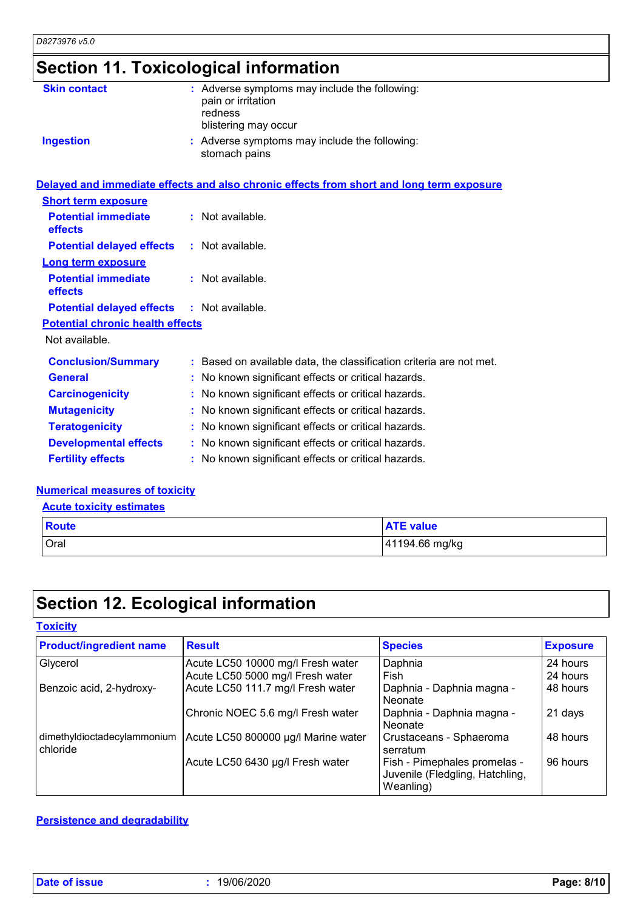## Section 11. Toxicological information

**Skin contact** : Adverse symptoms may include the following:
pain or irritation
redness
blistering may occur

**Ingestion** : Adverse symptoms may include the following:
stomach pains

### Delayed and immediate effects and also chronic effects from short and long term exposure

**Short term exposure**

**Potential immediate effects** : Not available.

**Potential delayed effects** : Not available.

**Long term exposure**

**Potential immediate effects** : Not available.

**Potential delayed effects** : Not available.

**Potential chronic health effects**

Not available.

**Conclusion/Summary** : Based on available data, the classification criteria are not met.

**General** : No known significant effects or critical hazards.

**Carcinogenicity** : No known significant effects or critical hazards.

**Mutagenicity** : No known significant effects or critical hazards.

**Teratogenicity** : No known significant effects or critical hazards.

**Developmental effects** : No known significant effects or critical hazards.

**Fertility effects** : No known significant effects or critical hazards.

### Numerical measures of toxicity

**Acute toxicity estimates**

| Route | ATE value |
|---|---|
| Oral | 41194.66 mg/kg |

## Section 12. Ecological information

### Toxicity

| Product/ingredient name | Result | Species | Exposure |
|---|---|---|---|
| Glycerol | Acute LC50 10000 mg/l Fresh water | Daphnia | 24 hours |
| | Acute LC50 5000 mg/l Fresh water | Fish | 24 hours |
| Benzoic acid, 2-hydroxy- | Acute LC50 111.7 mg/l Fresh water | Daphnia - Daphnia magna - Neonate | 48 hours |
| | Chronic NOEC 5.6 mg/l Fresh water | Daphnia - Daphnia magna - Neonate | 21 days |
| dimethyldioctadecylammonium chloride | Acute LC50 800000 µg/l Marine water | Crustaceans - Sphaeroma serratum | 48 hours |
| | Acute LC50 6430 µg/l Fresh water | Fish - Pimephales promelas - Juvenile (Fledgling, Hatchling, Weanling) | 96 hours |

### Persistence and degradability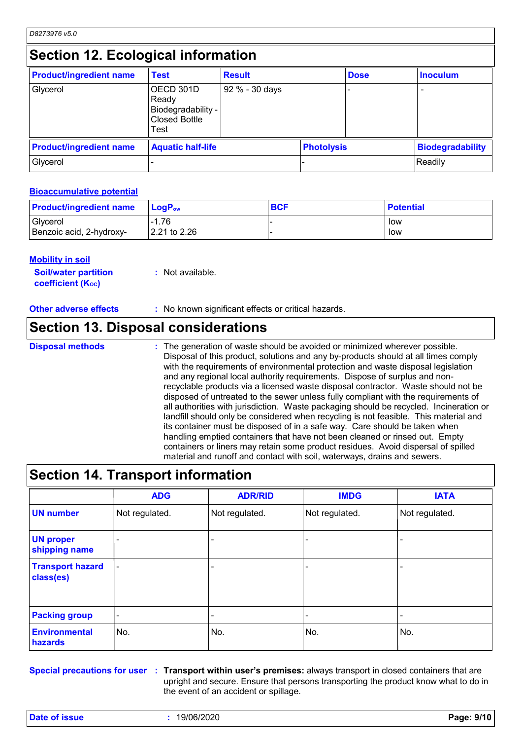## Section 12. Ecological information

| Product/ingredient name | Test | Result | Dose | Inoculum |
|---|---|---|---|---|
| Glycerol | OECD 301D Ready Biodegradability - Closed Bottle Test | 92 % - 30 days | - | - |

| Product/ingredient name | Aquatic half-life | Photolysis | Biodegradability |
|---|---|---|---|
| Glycerol | - | - | Readily |

**Bioaccumulative potential**

| Product/ingredient name | $LogP_{ow}$ | BCF | Potential |
|---|---|---|---|
| Glycerol | -1.76 | - | low |
| Benzoic acid, 2-hydroxy- | 2.21 to 2.26 | - | low |

**Mobility in soil**

**Soil/water partition coefficient ($K_{OC}$)** : Not available.

**Other adverse effects** : No known significant effects or critical hazards.

## Section 13. Disposal considerations

**Disposal methods** : The generation of waste should be avoided or minimized wherever possible. Disposal of this product, solutions and any by-products should at all times comply with the requirements of environmental protection and waste disposal legislation and any regional local authority requirements. Dispose of surplus and non-recyclable products via a licensed waste disposal contractor. Waste should not be disposed of untreated to the sewer unless fully compliant with the requirements of all authorities with jurisdiction. Waste packaging should be recycled. Incineration or landfill should only be considered when recycling is not feasible. This material and its container must be disposed of in a safe way. Care should be taken when handling emptied containers that have not been cleaned or rinsed out. Empty containers or liners may retain some product residues. Avoid dispersal of spilled material and runoff and contact with soil, waterways, drains and sewers.

## Section 14. Transport information

| | ADG | ADR/RID | IMDG | IATA |
|---|---|---|---|---|
| **UN number** | Not regulated. | Not regulated. | Not regulated. | Not regulated. |
| **UN proper shipping name** | - | - | - | - |
| **Transport hazard class(es)** | - | - | - | - |
| **Packing group** | - | - | - | - |
| **Environmental hazards** | No. | No. | No. | No. |

**Special precautions for user** : **Transport within user's premises:** always transport in closed containers that are upright and secure. Ensure that persons transporting the product know what to do in the event of an accident or spillage.

**Date of issue** : 19/06/2020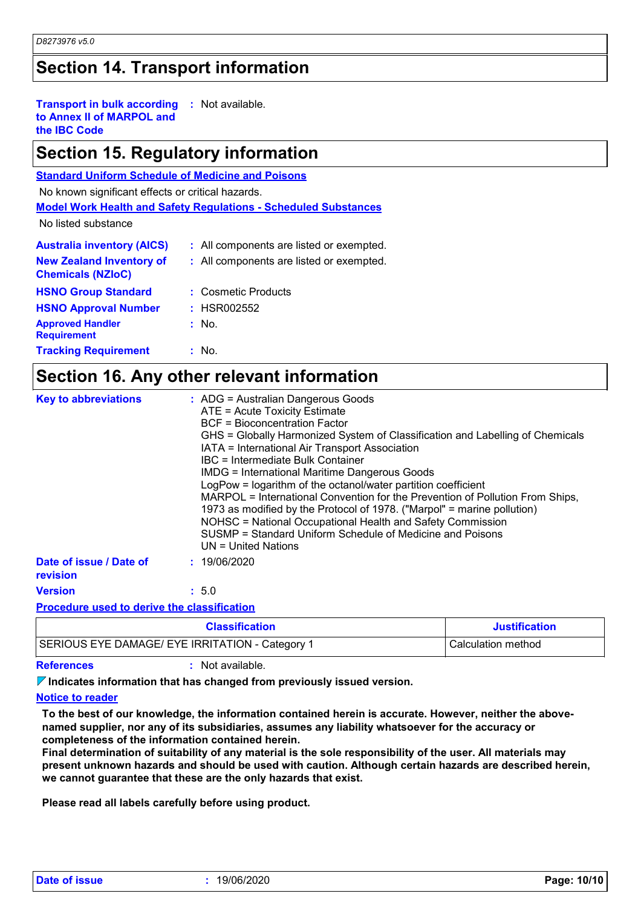## Section 14. Transport information

**Transport in bulk according to Annex II of MARPOL and the IBC Code** : Not available.

## Section 15. Regulatory information

**Standard Uniform Schedule of Medicine and Poisons**

No known significant effects or critical hazards.

**Model Work Health and Safety Regulations - Scheduled Substances**

No listed substance

**Australia inventory (AICS)** : All components are listed or exempted.

**New Zealand Inventory of Chemicals (NZIoC)** : All components are listed or exempted.

**HSNO Group Standard** : Cosmetic Products

**HSNO Approval Number** : HSR002552

**Approved Handler Requirement** : No.

**Tracking Requirement** : No.

## Section 16. Any other relevant information

**Key to abbreviations** :
ADG = Australian Dangerous Goods
ATE = Acute Toxicity Estimate
BCF = Bioconcentration Factor
GHS = Globally Harmonized System of Classification and Labelling of Chemicals
IATA = International Air Transport Association
IBC = Intermediate Bulk Container
IMDG = International Maritime Dangerous Goods
LogPow = logarithm of the octanol/water partition coefficient
MARPOL = International Convention for the Prevention of Pollution From Ships, 1973 as modified by the Protocol of 1978. ("Marpol" = marine pollution)
NOHSC = National Occupational Health and Safety Commission
SUSMP = Standard Uniform Schedule of Medicine and Poisons
UN = United Nations

**Date of issue / Date of revision** : 19/06/2020

**Version** : 5.0

**Procedure used to derive the classification**

| Classification | Justification |
|---|---|
| SERIOUS EYE DAMAGE/ EYE IRRITATION - Category 1 | Calculation method |

**References** : Not available.

**Indicates information that has changed from previously issued version.**

**Notice to reader**

**To the best of our knowledge, the information contained herein is accurate. However, neither the above-named supplier, nor any of its subsidiaries, assumes any liability whatsoever for the accuracy or completeness of the information contained herein.**
**Final determination of suitability of any material is the sole responsibility of the user. All materials may present unknown hazards and should be used with caution. Although certain hazards are described herein, we cannot guarantee that these are the only hazards that exist.**

**Please read all labels carefully before using product.**